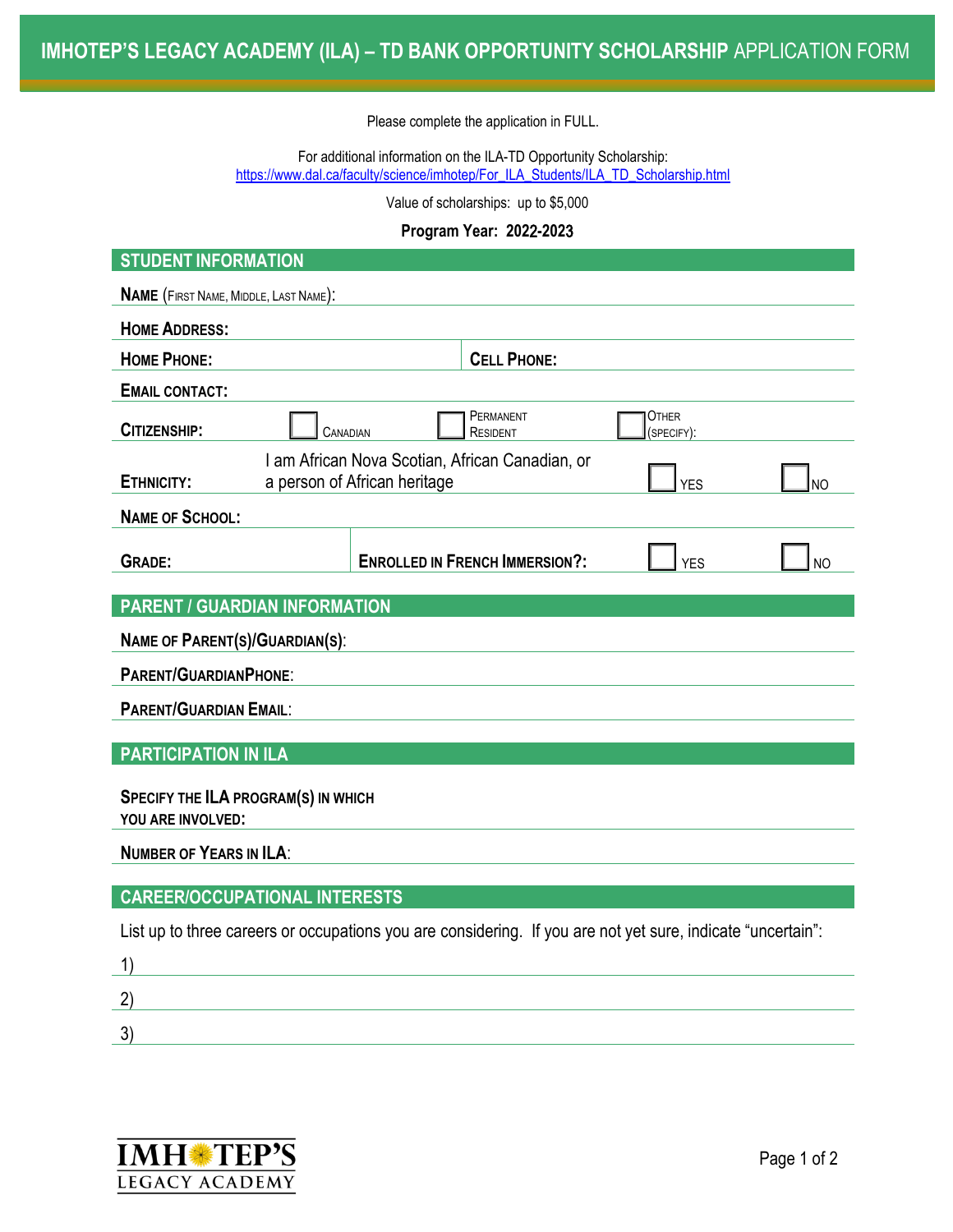# IMHOTEP'S LEGACY ACADEMY (ILA) – TD BANK OPPORTUNITY SCHOLARSHIP APPLICATION FORM

Please complete the application in FULL.

For additional information on the ILA-TD Opportunity Scholarship:
https://www.dal.ca/faculty/science/imhotep/For_ILA_Students/ILA_TD_Scholarship.html

Value of scholarships: up to $5,000

**Program Year: 2022-2023**

## STUDENT INFORMATION

**NAME** (FIRST NAME, MIDDLE, LAST NAME):

**HOME ADDRESS:**

**HOME PHONE:** | **CELL PHONE:**

**EMAIL CONTACT:**

**CITIZENSHIP:** ☐ CANADIAN ☐ PERMANENT RESIDENT ☐ OTHER (SPECIFY):

**ETHNICITY:** I am African Nova Scotian, African Canadian, or a person of African heritage ☐ YES ☐ NO

**NAME OF SCHOOL:**

**GRADE:** | **ENROLLED IN FRENCH IMMERSION?:** ☐ YES ☐ NO

## PARENT / GUARDIAN INFORMATION

**NAME OF PARENT(S)/GUARDIAN(S):**

**PARENT/GUARDIANPHONE:**

**PARENT/GUARDIAN EMAIL:**

## PARTICIPATION IN ILA

**SPECIFY THE ILA PROGRAM(S) IN WHICH YOU ARE INVOLVED:**

**NUMBER OF YEARS IN ILA:**

## CAREER/OCCUPATIONAL INTERESTS

List up to three careers or occupations you are considering. If you are not yet sure, indicate "uncertain":

1)

2)

3)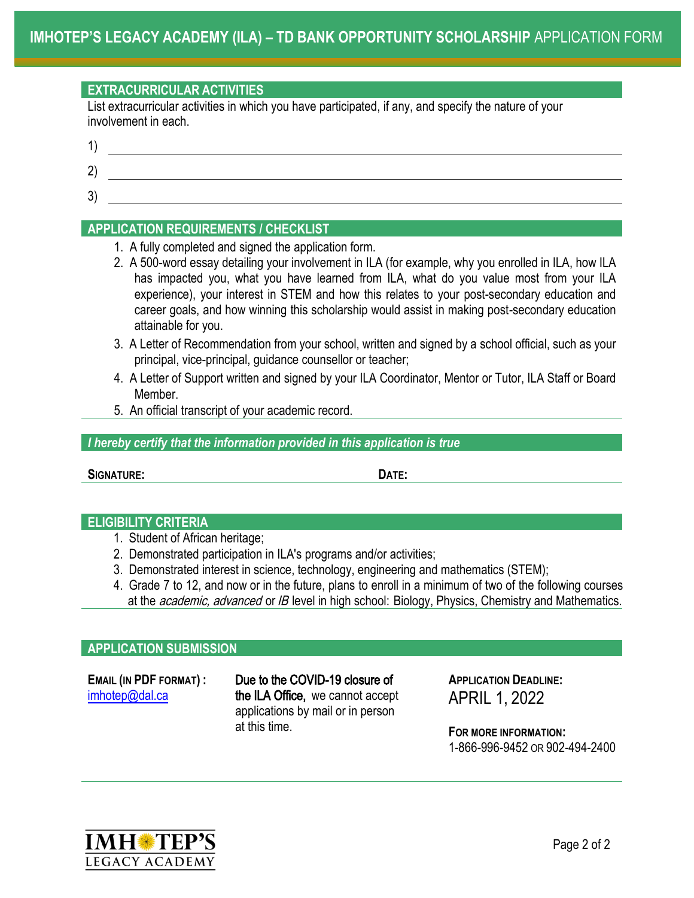# IMHOTEP'S LEGACY ACADEMY (ILA) – TD BANK OPPORTUNITY SCHOLARSHIP APPLICATION FORM

## EXTRACURRICULAR ACTIVITIES

List extracurricular activities in which you have participated, if any, and specify the nature of your involvement in each.

1) ______________________________

2) ______________________________

3) ______________________________

## APPLICATION REQUIREMENTS / CHECKLIST

1. A fully completed and signed the application form.
2. A 500-word essay detailing your involvement in ILA (for example, why you enrolled in ILA, how ILA has impacted you, what you have learned from ILA, what do you value most from your ILA experience), your interest in STEM and how this relates to your post-secondary education and career goals, and how winning this scholarship would assist in making post-secondary education attainable for you.
3. A Letter of Recommendation from your school, written and signed by a school official, such as your principal, vice-principal, guidance counsellor or teacher;
4. A Letter of Support written and signed by your ILA Coordinator, Mentor or Tutor, ILA Staff or Board Member.
5. An official transcript of your academic record.

***I hereby certify that the information provided in this application is true***

**SIGNATURE:** ______________________ **DATE:** ______________________

## ELIGIBILITY CRITERIA

1. Student of African heritage;
2. Demonstrated participation in ILA's programs and/or activities;
3. Demonstrated interest in science, technology, engineering and mathematics (STEM);
4. Grade 7 to 12, and now or in the future, plans to enroll in a minimum of two of the following courses at the *academic, advanced* or *IB* level in high school: Biology, Physics, Chemistry and Mathematics.

## APPLICATION SUBMISSION

**EMAIL (IN PDF FORMAT) :**
imhotep@dal.ca

Due to the COVID-19 closure of the ILA Office, we cannot accept applications by mail or in person at this time.

**APPLICATION DEADLINE:**
APRIL 1, 2022

**FOR MORE INFORMATION:**
1-866-996-9452 OR 902-494-2400

IMHOTEP'S LEGACY ACADEMY